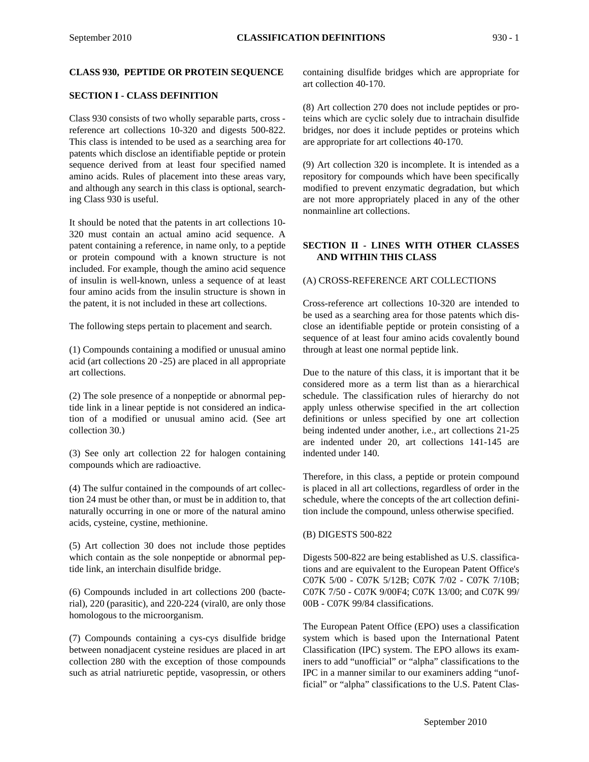## CLASS 930, PEPTIDE OR PROTEIN SEQUENCE

### SECTION I - CLASS DEFINITION

Class 930 consists of two wholly separable parts, cross - reference art collections 10-320 and digests 500-822. This class is intended to be used as a searching area for patents which disclose an identifiable peptide or protein sequence derived from at least four specified named amino acids. Rules of placement into these areas vary, and although any search in this class is optional, searching Class 930 is useful.

It should be noted that the patents in art collections 10-320 must contain an actual amino acid sequence. A patent containing a reference, in name only, to a peptide or protein compound with a known structure is not included. For example, though the amino acid sequence of insulin is well-known, unless a sequence of at least four amino acids from the insulin structure is shown in the patent, it is not included in these art collections.

The following steps pertain to placement and search.

(1) Compounds containing a modified or unusual amino acid (art collections 20 -25) are placed in all appropriate art collections.

(2) The sole presence of a nonpeptide or abnormal peptide link in a linear peptide is not considered an indication of a modified or unusual amino acid. (See art collection 30.)

(3) See only art collection 22 for halogen containing compounds which are radioactive.

(4) The sulfur contained in the compounds of art collection 24 must be other than, or must be in addition to, that naturally occurring in one or more of the natural amino acids, cysteine, cystine, methionine.

(5) Art collection 30 does not include those peptides which contain as the sole nonpeptide or abnormal peptide link, an interchain disulfide bridge.

(6) Compounds included in art collections 200 (bacterial), 220 (parasitic), and 220-224 (viral0, are only those homologous to the microorganism.

(7) Compounds containing a cys-cys disulfide bridge between nonadjacent cysteine residues are placed in art collection 280 with the exception of those compounds such as atrial natriuretic peptide, vasopressin, or others containing disulfide bridges which are appropriate for art collection 40-170.

(8) Art collection 270 does not include peptides or proteins which are cyclic solely due to intrachain disulfide bridges, nor does it include peptides or proteins which are appropriate for art collections 40-170.

(9) Art collection 320 is incomplete. It is intended as a repository for compounds which have been specifically modified to prevent enzymatic degradation, but which are not more appropriately placed in any of the other nonmainline art collections.

### SECTION II - LINES WITH OTHER CLASSES AND WITHIN THIS CLASS

(A) CROSS-REFERENCE ART COLLECTIONS

Cross-reference art collections 10-320 are intended to be used as a searching area for those patents which disclose an identifiable peptide or protein consisting of a sequence of at least four amino acids covalently bound through at least one normal peptide link.

Due to the nature of this class, it is important that it be considered more as a term list than as a hierarchical schedule. The classification rules of hierarchy do not apply unless otherwise specified in the art collection definitions or unless specified by one art collection being indented under another, i.e., art collections 21-25 are indented under 20, art collections 141-145 are indented under 140.

Therefore, in this class, a peptide or protein compound is placed in all art collections, regardless of order in the schedule, where the concepts of the art collection definition include the compound, unless otherwise specified.

(B) DIGESTS 500-822

Digests 500-822 are being established as U.S. classifications and are equivalent to the European Patent Office's C07K 5/00 - C07K 5/12B; C07K 7/02 - C07K 7/10B; C07K 7/50 - C07K 9/00F4; C07K 13/00; and C07K 99/00B - C07K 99/84 classifications.

The European Patent Office (EPO) uses a classification system which is based upon the International Patent Classification (IPC) system. The EPO allows its examiners to add "unofficial" or "alpha" classifications to the IPC in a manner similar to our examiners adding "unofficial" or "alpha" classifications to the U.S. Patent Clas-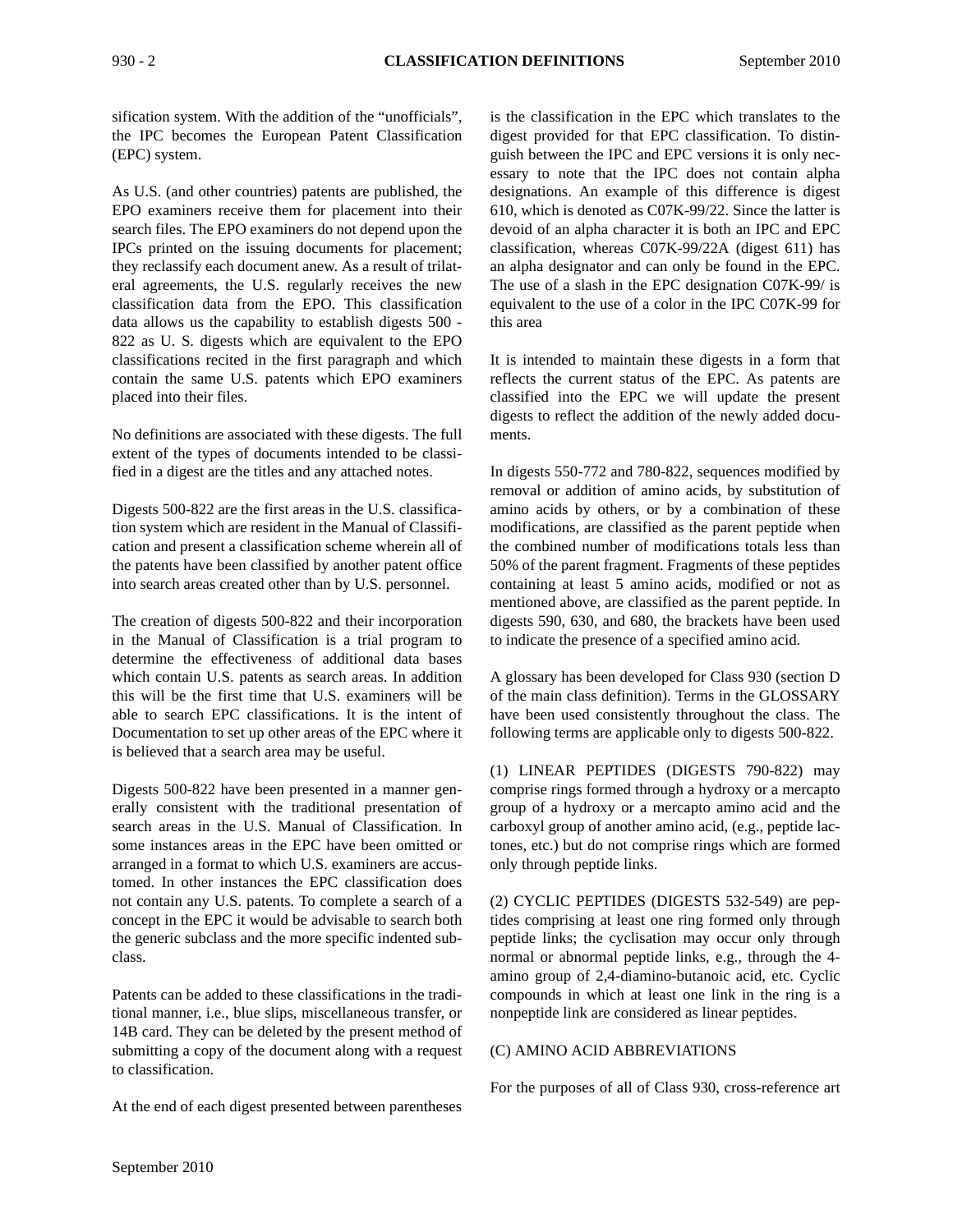sification system. With the addition of the "unofficials", the IPC becomes the European Patent Classification (EPC) system.

As U.S. (and other countries) patents are published, the EPO examiners receive them for placement into their search files. The EPO examiners do not depend upon the IPCs printed on the issuing documents for placement; they reclassify each document anew. As a result of trilateral agreements, the U.S. regularly receives the new classification data from the EPO. This classification data allows us the capability to establish digests 500 - 822 as U. S. digests which are equivalent to the EPO classifications recited in the first paragraph and which contain the same U.S. patents which EPO examiners placed into their files.

No definitions are associated with these digests. The full extent of the types of documents intended to be classified in a digest are the titles and any attached notes.

Digests 500-822 are the first areas in the U.S. classification system which are resident in the Manual of Classification and present a classification scheme wherein all of the patents have been classified by another patent office into search areas created other than by U.S. personnel.

The creation of digests 500-822 and their incorporation in the Manual of Classification is a trial program to determine the effectiveness of additional data bases which contain U.S. patents as search areas. In addition this will be the first time that U.S. examiners will be able to search EPC classifications. It is the intent of Documentation to set up other areas of the EPC where it is believed that a search area may be useful.

Digests 500-822 have been presented in a manner generally consistent with the traditional presentation of search areas in the U.S. Manual of Classification. In some instances areas in the EPC have been omitted or arranged in a format to which U.S. examiners are accustomed. In other instances the EPC classification does not contain any U.S. patents. To complete a search of a concept in the EPC it would be advisable to search both the generic subclass and the more specific indented subclass.

Patents can be added to these classifications in the traditional manner, i.e., blue slips, miscellaneous transfer, or 14B card. They can be deleted by the present method of submitting a copy of the document along with a request to classification.

At the end of each digest presented between parentheses is the classification in the EPC which translates to the digest provided for that EPC classification. To distinguish between the IPC and EPC versions it is only necessary to note that the IPC does not contain alpha designations. An example of this difference is digest 610, which is denoted as C07K-99/22. Since the latter is devoid of an alpha character it is both an IPC and EPC classification, whereas C07K-99/22A (digest 611) has an alpha designator and can only be found in the EPC. The use of a slash in the EPC designation C07K-99/ is equivalent to the use of a color in the IPC C07K-99 for this area

It is intended to maintain these digests in a form that reflects the current status of the EPC. As patents are classified into the EPC we will update the present digests to reflect the addition of the newly added documents.

In digests 550-772 and 780-822, sequences modified by removal or addition of amino acids, by substitution of amino acids by others, or by a combination of these modifications, are classified as the parent peptide when the combined number of modifications totals less than 50% of the parent fragment. Fragments of these peptides containing at least 5 amino acids, modified or not as mentioned above, are classified as the parent peptide. In digests 590, 630, and 680, the brackets have been used to indicate the presence of a specified amino acid.

A glossary has been developed for Class 930 (section D of the main class definition). Terms in the GLOSSARY have been used consistently throughout the class. The following terms are applicable only to digests 500-822.

(1) LINEAR PEPTIDES (DIGESTS 790-822) may comprise rings formed through a hydroxy or a mercapto group of a hydroxy or a mercapto amino acid and the carboxyl group of another amino acid, (e.g., peptide lactones, etc.) but do not comprise rings which are formed only through peptide links.

(2) CYCLIC PEPTIDES (DIGESTS 532-549) are peptides comprising at least one ring formed only through peptide links; the cyclisation may occur only through normal or abnormal peptide links, e.g., through the 4-amino group of 2,4-diamino-butanoic acid, etc. Cyclic compounds in which at least one link in the ring is a nonpeptide link are considered as linear peptides.

(C) AMINO ACID ABBREVIATIONS

For the purposes of all of Class 930, cross-reference art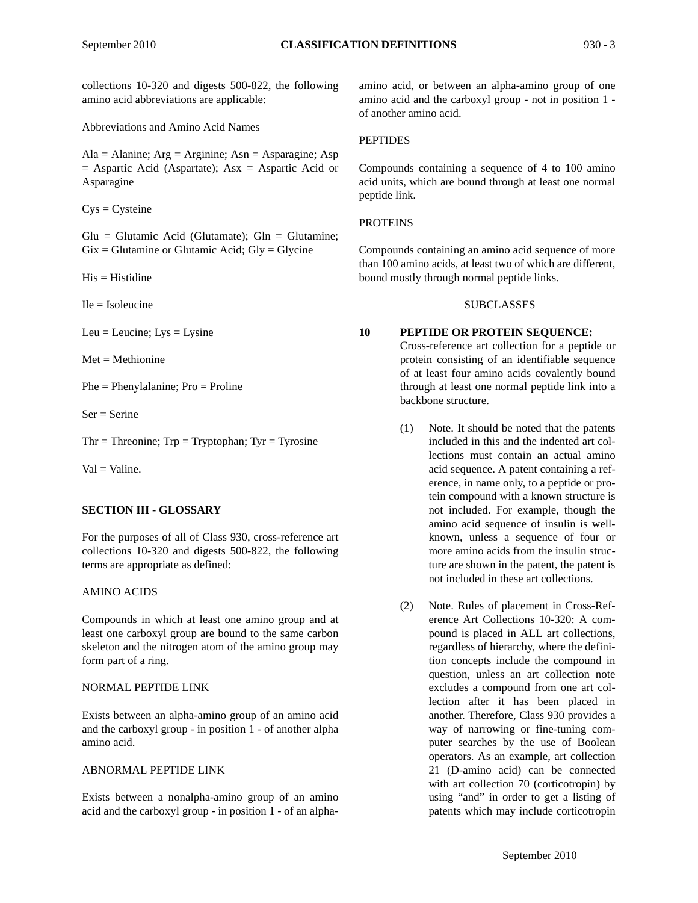collections 10-320 and digests 500-822, the following amino acid abbreviations are applicable:

Abbreviations and Amino Acid Names

Ala = Alanine; Arg = Arginine; Asn = Asparagine; Asp = Aspartic Acid (Aspartate); Asx = Aspartic Acid or Asparagine

Cys = Cysteine

Glu = Glutamic Acid (Glutamate); Gln = Glutamine; Gix = Glutamine or Glutamic Acid; Gly = Glycine

His = Histidine

Ile = Isoleucine

Leu = Leucine; Lys = Lysine

Met = Methionine

Phe = Phenylalanine; Pro = Proline

Ser = Serine

Thr = Threonine; Trp = Tryptophan; Tyr = Tyrosine

Val = Valine.

## SECTION III - GLOSSARY

For the purposes of all of Class 930, cross-reference art collections 10-320 and digests 500-822, the following terms are appropriate as defined:

AMINO ACIDS

Compounds in which at least one amino group and at least one carboxyl group are bound to the same carbon skeleton and the nitrogen atom of the amino group may form part of a ring.

NORMAL PEPTIDE LINK

Exists between an alpha-amino group of an amino acid and the carboxyl group - in position 1 - of another alpha amino acid.

ABNORMAL PEPTIDE LINK

Exists between a nonalpha-amino group of an amino acid and the carboxyl group - in position 1 - of an alpha-amino acid, or between an alpha-amino group of one amino acid and the carboxyl group - not in position 1 - of another amino acid.

PEPTIDES

Compounds containing a sequence of 4 to 100 amino acid units, which are bound through at least one normal peptide link.

PROTEINS

Compounds containing an amino acid sequence of more than 100 amino acids, at least two of which are different, bound mostly through normal peptide links.

SUBCLASSES

**10 PEPTIDE OR PROTEIN SEQUENCE:**
Cross-reference art collection for a peptide or protein consisting of an identifiable sequence of at least four amino acids covalently bound through at least one normal peptide link into a backbone structure.

(1) Note. It should be noted that the patents included in this and the indented art collections must contain an actual amino acid sequence. A patent containing a reference, in name only, to a peptide or protein compound with a known structure is not included. For example, though the amino acid sequence of insulin is well-known, unless a sequence of four or more amino acids from the insulin structure are shown in the patent, the patent is not included in these art collections.

(2) Note. Rules of placement in Cross-Reference Art Collections 10-320: A compound is placed in ALL art collections, regardless of hierarchy, where the definition concepts include the compound in question, unless an art collection note excludes a compound from one art collection after it has been placed in another. Therefore, Class 930 provides a way of narrowing or fine-tuning computer searches by the use of Boolean operators. As an example, art collection 21 (D-amino acid) can be connected with art collection 70 (corticotropin) by using “and” in order to get a listing of patents which may include corticotropin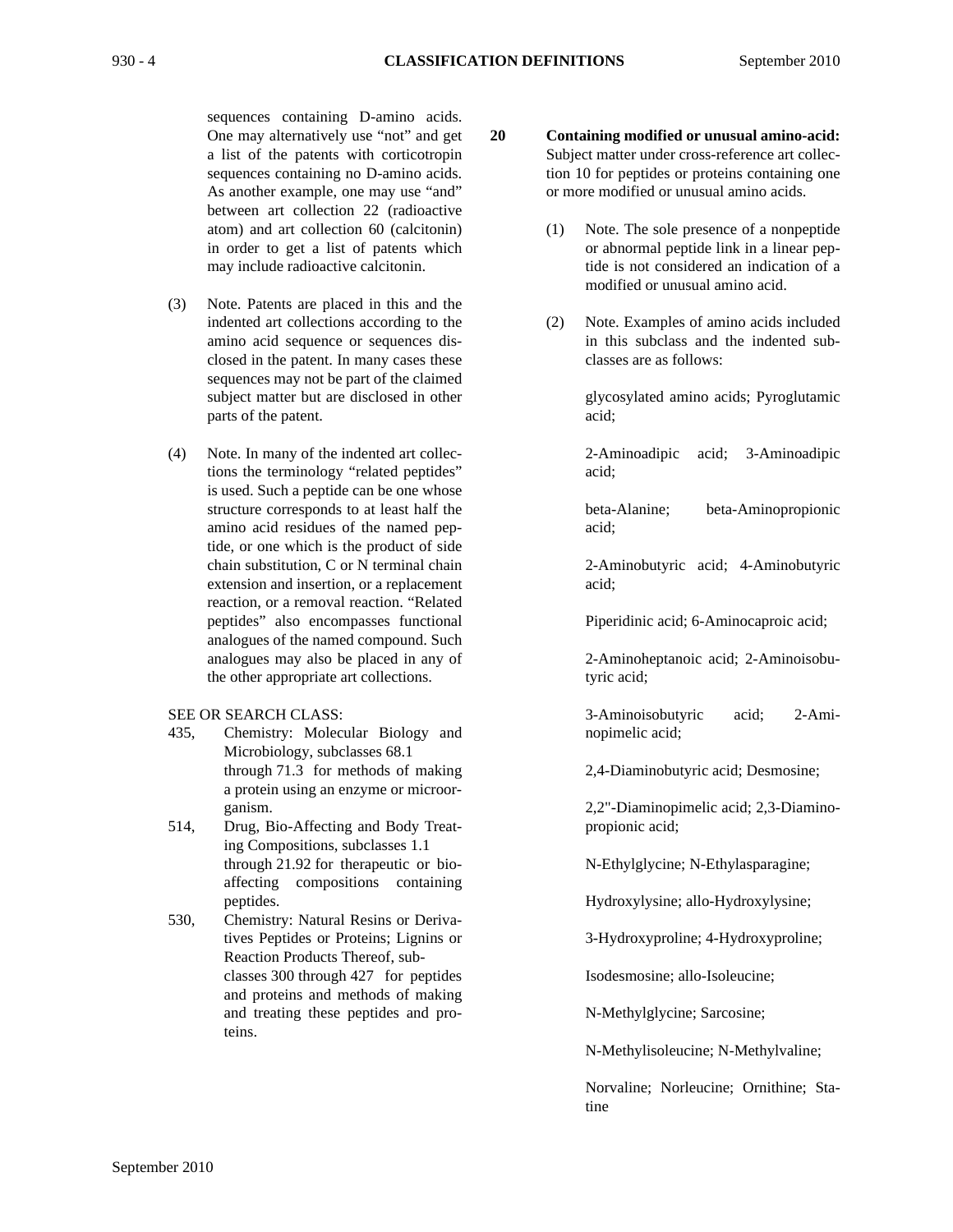sequences containing D-amino acids. One may alternatively use “not” and get a list of the patents with corticotropin sequences containing no D-amino acids. As another example, one may use “and” between art collection 22 (radioactive atom) and art collection 60 (calcitonin) in order to get a list of patents which may include radioactive calcitonin.

(3) Note. Patents are placed in this and the indented art collections according to the amino acid sequence or sequences disclosed in the patent. In many cases these sequences may not be part of the claimed subject matter but are disclosed in other parts of the patent.

(4) Note. In many of the indented art collections the terminology “related peptides” is used. Such a peptide can be one whose structure corresponds to at least half the amino acid residues of the named peptide, or one which is the product of side chain substitution, C or N terminal chain extension and insertion, or a replacement reaction, or a removal reaction. “Related peptides” also encompasses functional analogues of the named compound. Such analogues may also be placed in any of the other appropriate art collections.

SEE OR SEARCH CLASS:

435, Chemistry: Molecular Biology and Microbiology, subclasses 68.1 through 71.3 for methods of making a protein using an enzyme or microorganism.

514, Drug, Bio-Affecting and Body Treating Compositions, subclasses 1.1 through 21.92 for therapeutic or bio-affecting compositions containing peptides.

530, Chemistry: Natural Resins or Derivatives Peptides or Proteins; Lignins or Reaction Products Thereof, subclasses 300 through 427 for peptides and proteins and methods of making and treating these peptides and proteins.

**20 Containing modified or unusual amino-acid:** Subject matter under cross-reference art collection 10 for peptides or proteins containing one or more modified or unusual amino acids.

(1) Note. The sole presence of a nonpeptide or abnormal peptide link in a linear peptide is not considered an indication of a modified or unusual amino acid.

(2) Note. Examples of amino acids included in this subclass and the indented subclasses are as follows:

glycosylated amino acids; Pyroglutamic acid;

2-Aminoadipic acid; 3-Aminoadipic acid;

beta-Alanine; beta-Aminopropionic acid;

2-Aminobutyric acid; 4-Aminobutyric acid;

Piperidinic acid; 6-Aminocaproic acid;

2-Aminoheptanoic acid; 2-Aminoisobutyric acid;

3-Aminoisobutyric acid; 2-Aminopimelic acid;

2,4-Diaminobutyric acid; Desmosine;

2,2"-Diaminopimelic acid; 2,3-Diaminopropionic acid;

N-Ethylglycine; N-Ethylasparagine;

Hydroxylysine; allo-Hydroxylysine;

3-Hydroxyproline; 4-Hydroxyproline;

Isodesmosine; allo-Isoleucine;

N-Methylglycine; Sarcosine;

N-Methylisoleucine; N-Methylvaline;

Norvaline; Norleucine; Ornithine; Statine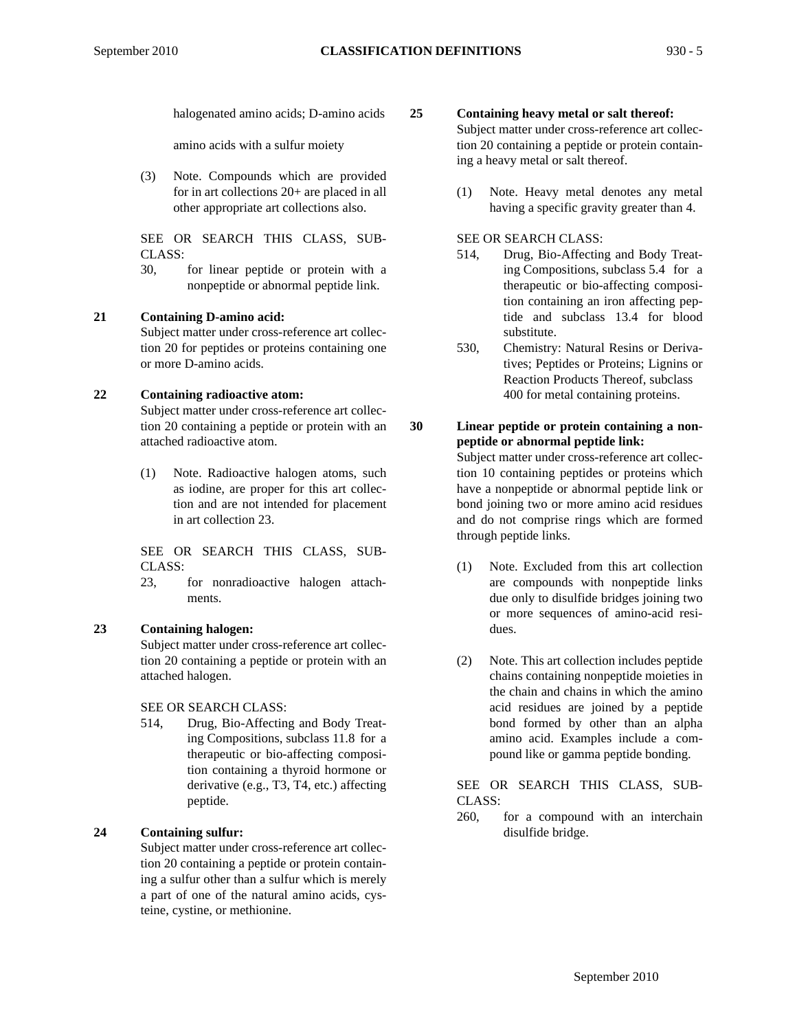halogenated amino acids; D-amino acids

amino acids with a sulfur moiety

(3) Note. Compounds which are provided for in art collections 20+ are placed in all other appropriate art collections also.

SEE OR SEARCH THIS CLASS, SUBCLASS:

30, for linear peptide or protein with a nonpeptide or abnormal peptide link.

**21 Containing D-amino acid:**

Subject matter under cross-reference art collection 20 for peptides or proteins containing one or more D-amino acids.

**22 Containing radioactive atom:**

Subject matter under cross-reference art collection 20 containing a peptide or protein with an attached radioactive atom.

(1) Note. Radioactive halogen atoms, such as iodine, are proper for this art collection and are not intended for placement in art collection 23.

SEE OR SEARCH THIS CLASS, SUBCLASS:

23, for nonradioactive halogen attachments.

**23 Containing halogen:**

Subject matter under cross-reference art collection 20 containing a peptide or protein with an attached halogen.

SEE OR SEARCH CLASS:

514, Drug, Bio-Affecting and Body Treating Compositions, subclass 11.8 for a therapeutic or bio-affecting composition containing a thyroid hormone or derivative (e.g., T3, T4, etc.) affecting peptide.

**24 Containing sulfur:**

Subject matter under cross-reference art collection 20 containing a peptide or protein containing a sulfur other than a sulfur which is merely a part of one of the natural amino acids, cysteine, cystine, or methionine.

**25 Containing heavy metal or salt thereof:**

Subject matter under cross-reference art collection 20 containing a peptide or protein containing a heavy metal or salt thereof.

(1) Note. Heavy metal denotes any metal having a specific gravity greater than 4.

SEE OR SEARCH CLASS:

514, Drug, Bio-Affecting and Body Treating Compositions, subclass 5.4 for a therapeutic or bio-affecting composition containing an iron affecting peptide and subclass 13.4 for blood substitute.

530, Chemistry: Natural Resins or Derivatives; Peptides or Proteins; Lignins or Reaction Products Thereof, subclass 400 for metal containing proteins.

**30 Linear peptide or protein containing a nonpeptide or abnormal peptide link:**

Subject matter under cross-reference art collection 10 containing peptides or proteins which have a nonpeptide or abnormal peptide link or bond joining two or more amino acid residues and do not comprise rings which are formed through peptide links.

(1) Note. Excluded from this art collection are compounds with nonpeptide links due only to disulfide bridges joining two or more sequences of amino-acid residues.

(2) Note. This art collection includes peptide chains containing nonpeptide moieties in the chain and chains in which the amino acid residues are joined by a peptide bond formed by other than an alpha amino acid. Examples include a compound like or gamma peptide bonding.

SEE OR SEARCH THIS CLASS, SUBCLASS:

260, for a compound with an interchain disulfide bridge.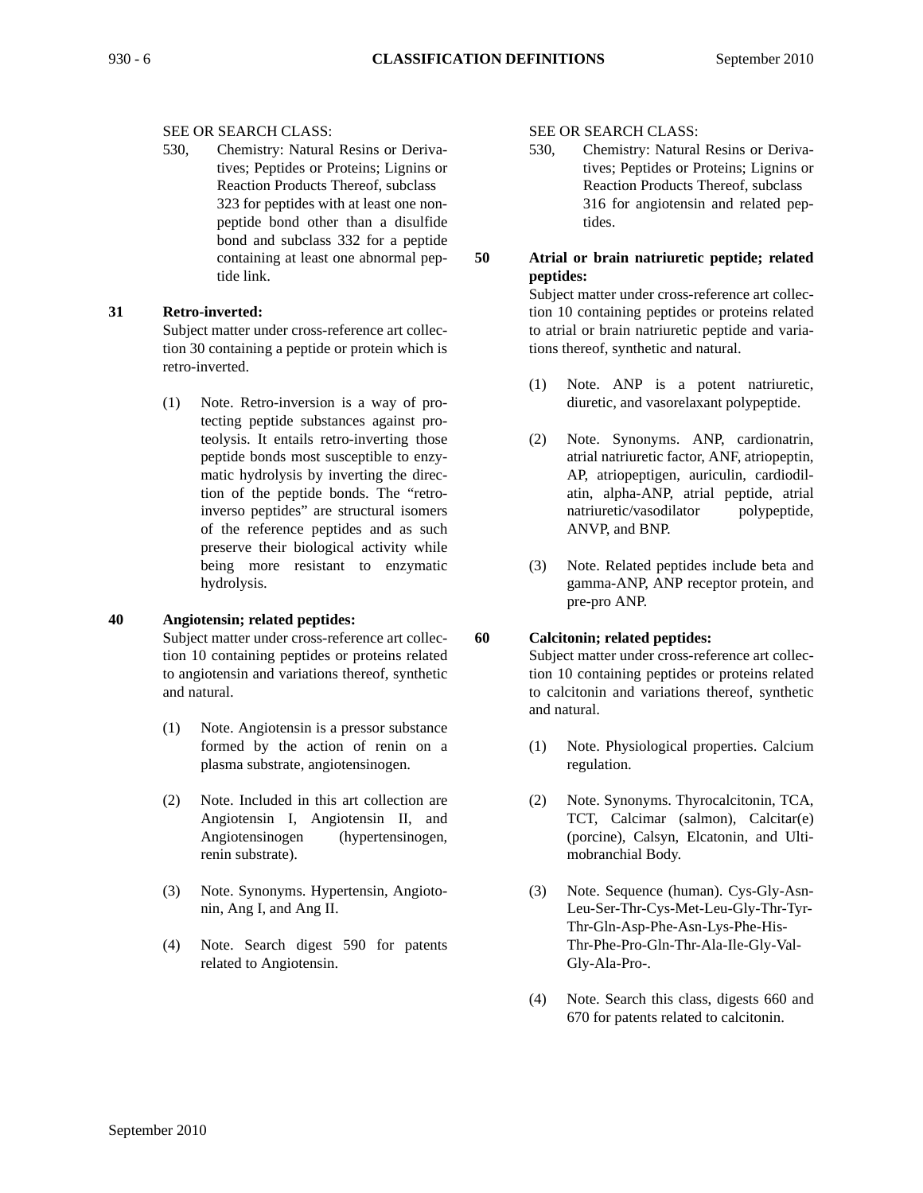SEE OR SEARCH CLASS:

530, Chemistry: Natural Resins or Derivatives; Peptides or Proteins; Lignins or Reaction Products Thereof, subclass 323 for peptides with at least one non-peptide bond other than a disulfide bond and subclass 332 for a peptide containing at least one abnormal peptide link.

**31 Retro-inverted:**

Subject matter under cross-reference art collection 30 containing a peptide or protein which is retro-inverted.

(1) Note. Retro-inversion is a way of protecting peptide substances against proteolysis. It entails retro-inverting those peptide bonds most susceptible to enzymatic hydrolysis by inverting the direction of the peptide bonds. The "retro-inverso peptides" are structural isomers of the reference peptides and as such preserve their biological activity while being more resistant to enzymatic hydrolysis.

**40 Angiotensin; related peptides:**

Subject matter under cross-reference art collection 10 containing peptides or proteins related to angiotensin and variations thereof, synthetic and natural.

(1) Note. Angiotensin is a pressor substance formed by the action of renin on a plasma substrate, angiotensinogen.

(2) Note. Included in this art collection are Angiotensin I, Angiotensin II, and Angiotensinogen (hypertensinogen, renin substrate).

(3) Note. Synonyms. Hypertensin, Angiotonin, Ang I, and Ang II.

(4) Note. Search digest 590 for patents related to Angiotensin.

SEE OR SEARCH CLASS:

530, Chemistry: Natural Resins or Derivatives; Peptides or Proteins; Lignins or Reaction Products Thereof, subclass 316 for angiotensin and related peptides.

**50 Atrial or brain natriuretic peptide; related peptides:**

Subject matter under cross-reference art collection 10 containing peptides or proteins related to atrial or brain natriuretic peptide and variations thereof, synthetic and natural.

(1) Note. ANP is a potent natriuretic, diuretic, and vasorelaxant polypeptide.

(2) Note. Synonyms. ANP, cardionatrin, atrial natriuretic factor, ANF, atriopeptin, AP, atriopeptigen, auriculin, cardiodilatin, alpha-ANP, atrial peptide, atrial natriuretic/vasodilator polypeptide, ANVP, and BNP.

(3) Note. Related peptides include beta and gamma-ANP, ANP receptor protein, and pre-pro ANP.

**60 Calcitonin; related peptides:**

Subject matter under cross-reference art collection 10 containing peptides or proteins related to calcitonin and variations thereof, synthetic and natural.

(1) Note. Physiological properties. Calcium regulation.

(2) Note. Synonyms. Thyrocalcitonin, TCA, TCT, Calcimar (salmon), Calcitar(e) (porcine), Calsyn, Elcatonin, and Ultimobranchial Body.

(3) Note. Sequence (human). Cys-Gly-Asn-Leu-Ser-Thr-Cys-Met-Leu-Gly-Thr-Tyr-Thr-Gln-Asp-Phe-Asn-Lys-Phe-His-Thr-Phe-Pro-Gln-Thr-Ala-Ile-Gly-Val-Gly-Ala-Pro-.

(4) Note. Search this class, digests 660 and 670 for patents related to calcitonin.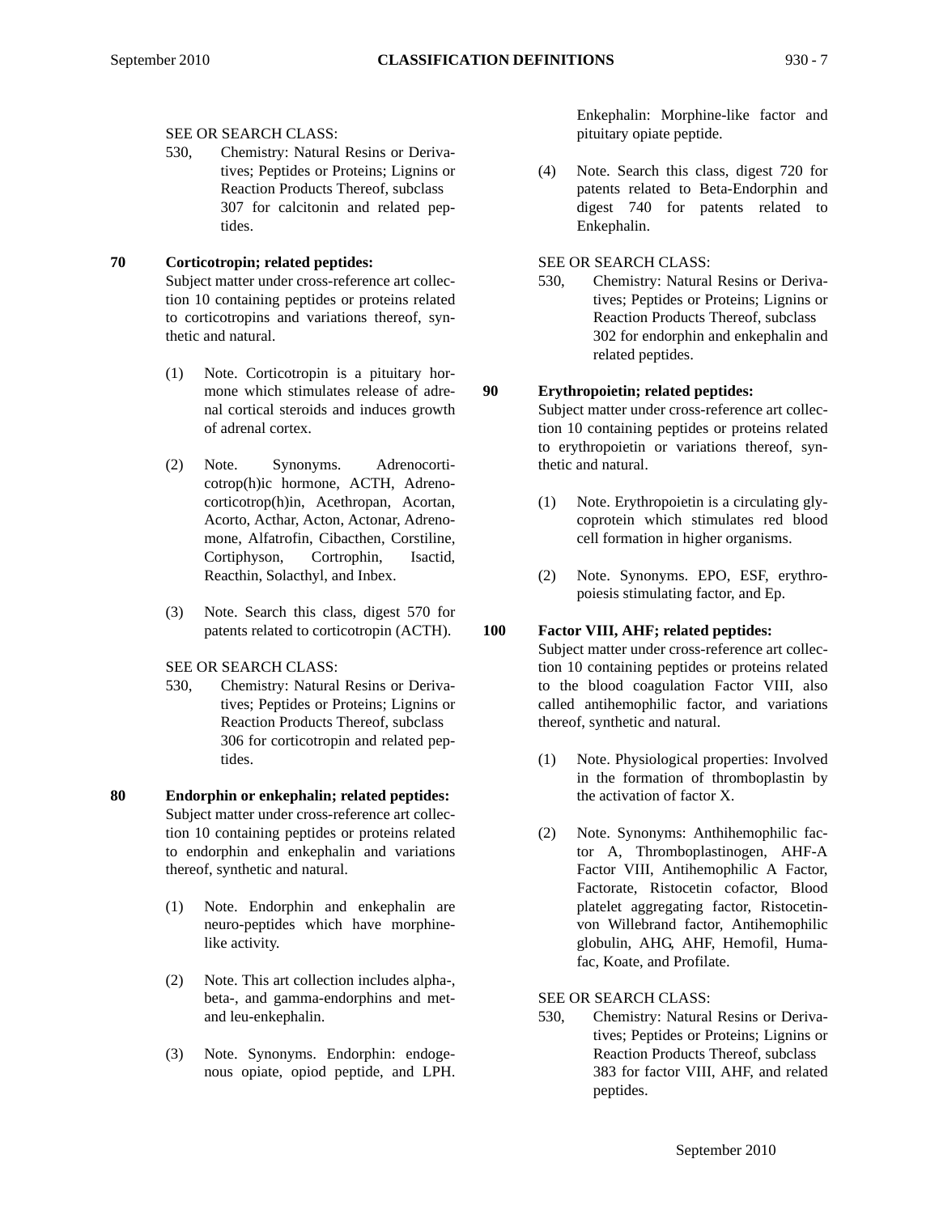SEE OR SEARCH CLASS:

530, Chemistry: Natural Resins or Derivatives; Peptides or Proteins; Lignins or Reaction Products Thereof, subclass 307 for calcitonin and related peptides.

**70 Corticotropin; related peptides:**

Subject matter under cross-reference art collection 10 containing peptides or proteins related to corticotropins and variations thereof, synthetic and natural.

(1) Note. Corticotropin is a pituitary hormone which stimulates release of adrenal cortical steroids and induces growth of adrenal cortex.

(2) Note. Synonyms. Adrenocorticotrop(h)ic hormone, ACTH, Adrenocorticotrop(h)in, Acethropan, Acortan, Acorto, Acthar, Acton, Actonar, Adrenomone, Alfatrofin, Cibacthen, Corstiline, Cortiphyson, Cortrophin, Isactid, Reacthin, Solacthyl, and Inbex.

(3) Note. Search this class, digest 570 for patents related to corticotropin (ACTH).

SEE OR SEARCH CLASS:

530, Chemistry: Natural Resins or Derivatives; Peptides or Proteins; Lignins or Reaction Products Thereof, subclass 306 for corticotropin and related peptides.

**80 Endorphin or enkephalin; related peptides:**

Subject matter under cross-reference art collection 10 containing peptides or proteins related to endorphin and enkephalin and variations thereof, synthetic and natural.

(1) Note. Endorphin and enkephalin are neuro-peptides which have morphine-like activity.

(2) Note. This art collection includes alpha-, beta-, and gamma-endorphins and met- and leu-enkephalin.

(3) Note. Synonyms. Endorphin: endogenous opiate, opiod peptide, and LPH. Enkephalin: Morphine-like factor and pituitary opiate peptide.

(4) Note. Search this class, digest 720 for patents related to Beta-Endorphin and digest 740 for patents related to Enkephalin.

SEE OR SEARCH CLASS:

530, Chemistry: Natural Resins or Derivatives; Peptides or Proteins; Lignins or Reaction Products Thereof, subclass 302 for endorphin and enkephalin and related peptides.

**90 Erythropoietin; related peptides:**

Subject matter under cross-reference art collection 10 containing peptides or proteins related to erythropoietin or variations thereof, synthetic and natural.

(1) Note. Erythropoietin is a circulating glycoprotein which stimulates red blood cell formation in higher organisms.

(2) Note. Synonyms. EPO, ESF, erythropoiesis stimulating factor, and Ep.

**100 Factor VIII, AHF; related peptides:**

Subject matter under cross-reference art collection 10 containing peptides or proteins related to the blood coagulation Factor VIII, also called antihemophilic factor, and variations thereof, synthetic and natural.

(1) Note. Physiological properties: Involved in the formation of thromboplastin by the activation of factor X.

(2) Note. Synonyms: Anthihemophilic factor A, Thromboplastinogen, AHF-A Factor VIII, Antihemophilic A Factor, Factorate, Ristocetin cofactor, Blood platelet aggregating factor, Ristocetin-von Willebrand factor, Antihemophilic globulin, AHG, AHF, Hemofil, Humafac, Koate, and Profilate.

SEE OR SEARCH CLASS:

530, Chemistry: Natural Resins or Derivatives; Peptides or Proteins; Lignins or Reaction Products Thereof, subclass 383 for factor VIII, AHF, and related peptides.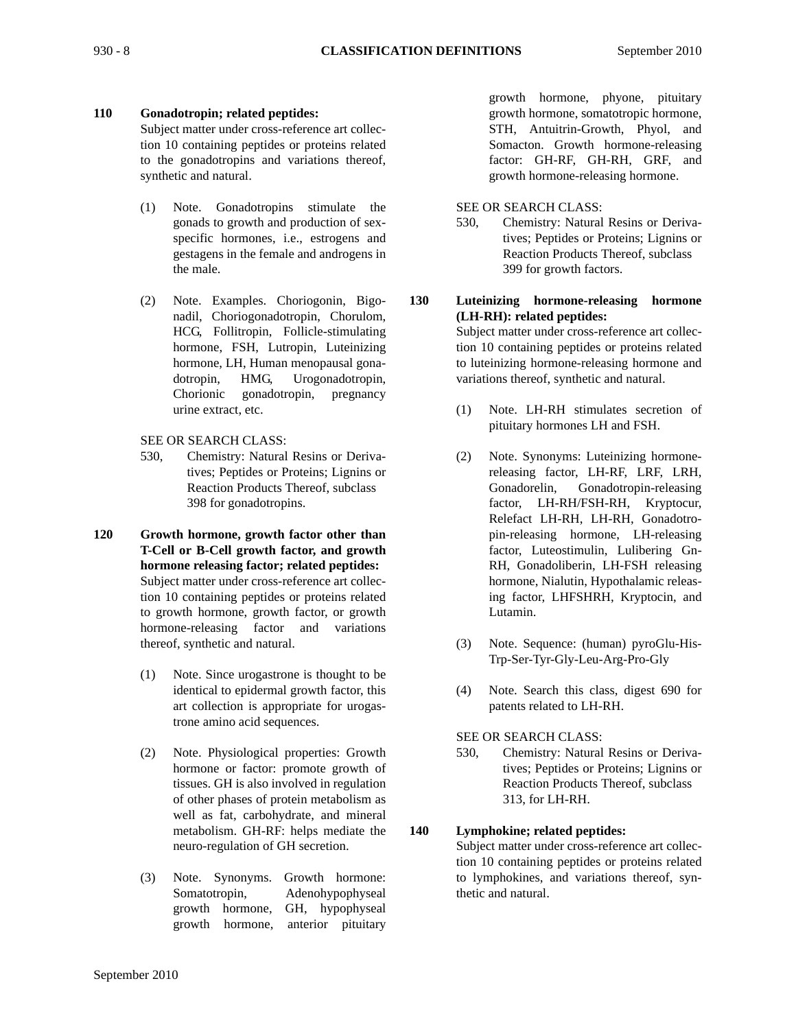**110 Gonadotropin; related peptides:**
Subject matter under cross-reference art collection 10 containing peptides or proteins related to the gonadotropins and variations thereof, synthetic and natural.

(1) Note. Gonadotropins stimulate the gonads to growth and production of sex-specific hormones, i.e., estrogens and gestagens in the female and androgens in the male.

(2) Note. Examples. Choriogonin, Bigonadil, Choriogonadotropin, Chorulom, HCG, Follitropin, Follicle-stimulating hormone, FSH, Lutropin, Luteinizing hormone, LH, Human menopausal gonadotropin, HMG, Urogonadotropin, Chorionic gonadotropin, pregnancy urine extract, etc.

SEE OR SEARCH CLASS:
530, Chemistry: Natural Resins or Derivatives; Peptides or Proteins; Lignins or Reaction Products Thereof, subclass 398 for gonadotropins.

**120 Growth hormone, growth factor other than T-Cell or B-Cell growth factor, and growth hormone releasing factor; related peptides:**
Subject matter under cross-reference art collection 10 containing peptides or proteins related to growth hormone, growth factor, or growth hormone-releasing factor and variations thereof, synthetic and natural.

(1) Note. Since urogastrone is thought to be identical to epidermal growth factor, this art collection is appropriate for urogastrone amino acid sequences.

(2) Note. Physiological properties: Growth hormone or factor: promote growth of tissues. GH is also involved in regulation of other phases of protein metabolism as well as fat, carbohydrate, and mineral metabolism. GH-RF: helps mediate the neuro-regulation of GH secretion.

(3) Note. Synonyms. Growth hormone: Somatotropin, Adenohypophyseal growth hormone, GH, hypophyseal growth hormone, anterior pituitary growth hormone, phyone, pituitary growth hormone, somatotropic hormone, STH, Antuitrin-Growth, Phyol, and Somacton. Growth hormone-releasing factor: GH-RF, GH-RH, GRF, and growth hormone-releasing hormone.

SEE OR SEARCH CLASS:
530, Chemistry: Natural Resins or Derivatives; Peptides or Proteins; Lignins or Reaction Products Thereof, subclass 399 for growth factors.

**130 Luteinizing hormone-releasing hormone (LH-RH): related peptides:**
Subject matter under cross-reference art collection 10 containing peptides or proteins related to luteinizing hormone-releasing hormone and variations thereof, synthetic and natural.

(1) Note. LH-RH stimulates secretion of pituitary hormones LH and FSH.

(2) Note. Synonyms: Luteinizing hormone-releasing factor, LH-RF, LRF, LRH, Gonadorelin, Gonadotropin-releasing factor, LH-RH/FSH-RH, Kryptocur, Relefact LH-RH, LH-RH, Gonadotropin-releasing hormone, LH-releasing factor, Luteostimulin, Lulibering Gn-RH, Gonadoliberin, LH-FSH releasing hormone, Nialutin, Hypothalamic releasing factor, LHFSHRH, Kryptocin, and Lutamin.

(3) Note. Sequence: (human) pyroGlu-His-Trp-Ser-Tyr-Gly-Leu-Arg-Pro-Gly

(4) Note. Search this class, digest 690 for patents related to LH-RH.

SEE OR SEARCH CLASS:
530, Chemistry: Natural Resins or Derivatives; Peptides or Proteins; Lignins or Reaction Products Thereof, subclass 313, for LH-RH.

**140 Lymphokine; related peptides:**
Subject matter under cross-reference art collection 10 containing peptides or proteins related to lymphokines, and variations thereof, synthetic and natural.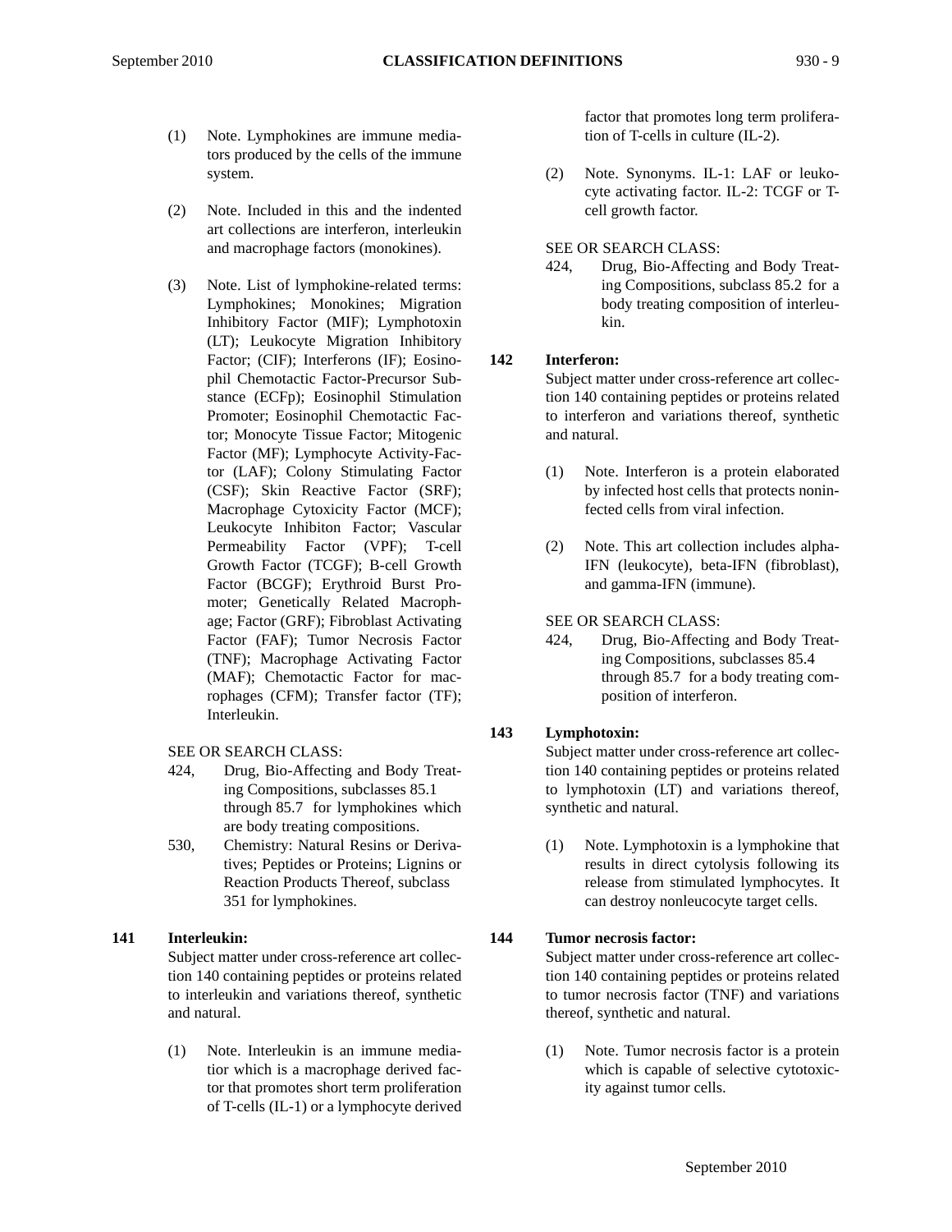(1) Note. Lymphokines are immune mediators produced by the cells of the immune system.

(2) Note. Included in this and the indented art collections are interferon, interleukin and macrophage factors (monokines).

(3) Note. List of lymphokine-related terms: Lymphokines; Monokines; Migration Inhibitory Factor (MIF); Lymphotoxin (LT); Leukocyte Migration Inhibitory Factor; (CIF); Interferons (IF); Eosinophil Chemotactic Factor-Precursor Substance (ECFp); Eosinophil Stimulation Promoter; Eosinophil Chemotactic Factor; Monocyte Tissue Factor; Mitogenic Factor (MF); Lymphocyte Activity-Factor (LAF); Colony Stimulating Factor (CSF); Skin Reactive Factor (SRF); Macrophage Cytoxicity Factor (MCF); Leukocyte Inhibiton Factor; Vascular Permeability Factor (VPF); T-cell Growth Factor (TCGF); B-cell Growth Factor (BCGF); Erythroid Burst Promoter; Genetically Related Macrophage; Factor (GRF); Fibroblast Activating Factor (FAF); Tumor Necrosis Factor (TNF); Macrophage Activating Factor (MAF); Chemotactic Factor for macrophages (CFM); Transfer factor (TF); Interleukin.

SEE OR SEARCH CLASS:

424, Drug, Bio-Affecting and Body Treating Compositions, subclasses 85.1 through 85.7 for lymphokines which are body treating compositions.

530, Chemistry: Natural Resins or Derivatives; Peptides or Proteins; Lignins or Reaction Products Thereof, subclass 351 for lymphokines.

**141 Interleukin:**

Subject matter under cross-reference art collection 140 containing peptides or proteins related to interleukin and variations thereof, synthetic and natural.

(1) Note. Interleukin is an immune mediatior which is a macrophage derived factor that promotes short term proliferation of T-cells (IL-1) or a lymphocyte derived factor that promotes long term proliferation of T-cells in culture (IL-2).

(2) Note. Synonyms. IL-1: LAF or leukocyte activating factor. IL-2: TCGF or T-cell growth factor.

SEE OR SEARCH CLASS:

424, Drug, Bio-Affecting and Body Treating Compositions, subclass 85.2 for a body treating composition of interleukin.

**142 Interferon:**

Subject matter under cross-reference art collection 140 containing peptides or proteins related to interferon and variations thereof, synthetic and natural.

(1) Note. Interferon is a protein elaborated by infected host cells that protects noninfected cells from viral infection.

(2) Note. This art collection includes alpha-IFN (leukocyte), beta-IFN (fibroblast), and gamma-IFN (immune).

SEE OR SEARCH CLASS:

424, Drug, Bio-Affecting and Body Treating Compositions, subclasses 85.4 through 85.7 for a body treating composition of interferon.

**143 Lymphotoxin:**

Subject matter under cross-reference art collection 140 containing peptides or proteins related to lymphotoxin (LT) and variations thereof, synthetic and natural.

(1) Note. Lymphotoxin is a lymphokine that results in direct cytolysis following its release from stimulated lymphocytes. It can destroy nonleucocyte target cells.

**144 Tumor necrosis factor:**

Subject matter under cross-reference art collection 140 containing peptides or proteins related to tumor necrosis factor (TNF) and variations thereof, synthetic and natural.

(1) Note. Tumor necrosis factor is a protein which is capable of selective cytotoxicity against tumor cells.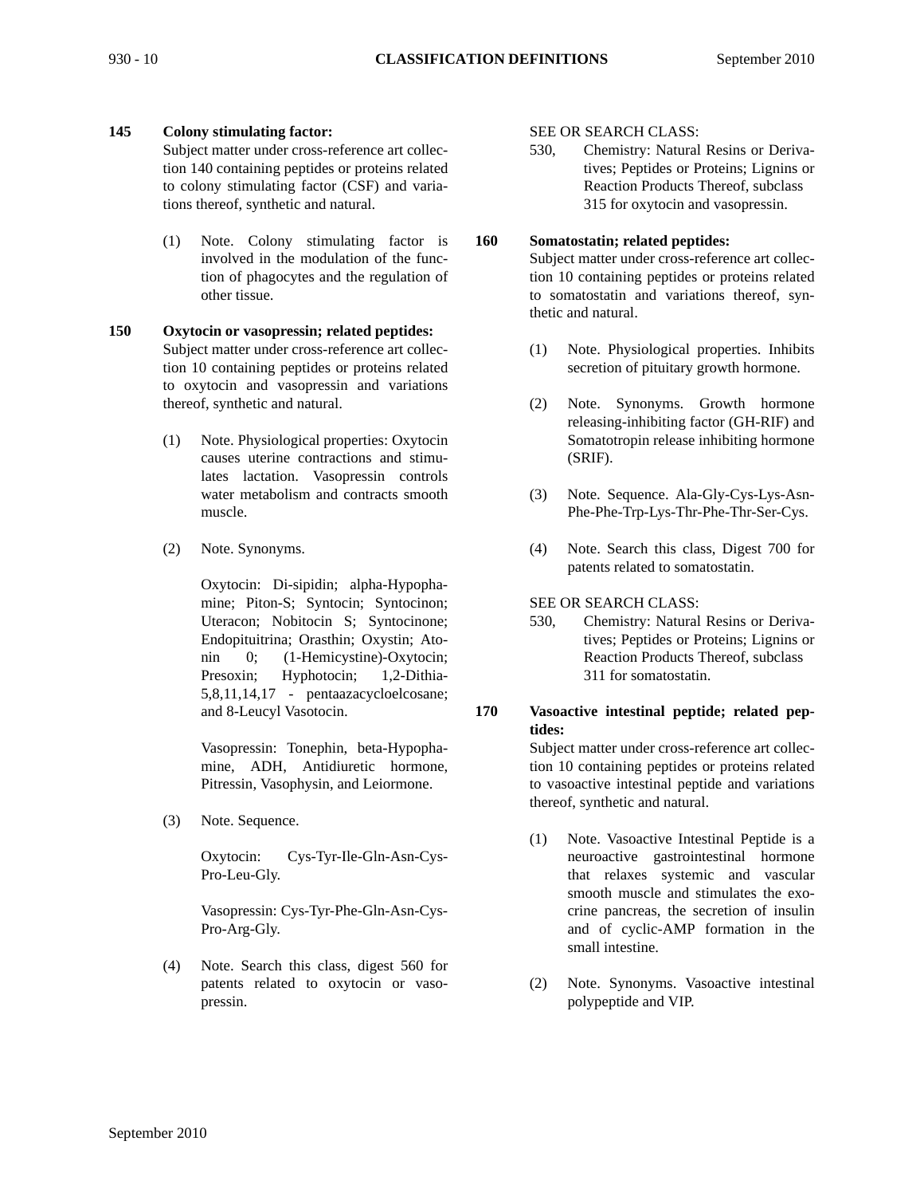**145 Colony stimulating factor:**
Subject matter under cross-reference art collection 140 containing peptides or proteins related to colony stimulating factor (CSF) and variations thereof, synthetic and natural.

(1) Note. Colony stimulating factor is involved in the modulation of the function of phagocytes and the regulation of other tissue.

**150 Oxytocin or vasopressin; related peptides:**
Subject matter under cross-reference art collection 10 containing peptides or proteins related to oxytocin and vasopressin and variations thereof, synthetic and natural.

(1) Note. Physiological properties: Oxytocin causes uterine contractions and stimulates lactation. Vasopressin controls water metabolism and contracts smooth muscle.

(2) Note. Synonyms.

Oxytocin: Di-sipidin; alpha-Hypophamine; Piton-S; Syntocin; Syntocinon; Uteracon; Nobitocin S; Syntocinone; Endopituitrina; Orasthin; Oxystin; Atonin 0; (1-Hemicystine)-Oxytocin; Presoxin; Hyphotocin; 1,2-Dithia-5,8,11,14,17 - pentaazacycloelcosane; and 8-Leucyl Vasotocin.

Vasopressin: Tonephin, beta-Hypophamine, ADH, Antidiuretic hormone, Pitressin, Vasophysin, and Leiormone.

(3) Note. Sequence.

Oxytocin: Cys-Tyr-Ile-Gln-Asn-Cys-Pro-Leu-Gly.

Vasopressin: Cys-Tyr-Phe-Gln-Asn-Cys-Pro-Arg-Gly.

(4) Note. Search this class, digest 560 for patents related to oxytocin or vasopressin.

SEE OR SEARCH CLASS:

530, Chemistry: Natural Resins or Derivatives; Peptides or Proteins; Lignins or Reaction Products Thereof, subclass 315 for oxytocin and vasopressin.

**160 Somatostatin; related peptides:**
Subject matter under cross-reference art collection 10 containing peptides or proteins related to somatostatin and variations thereof, synthetic and natural.

(1) Note. Physiological properties. Inhibits secretion of pituitary growth hormone.

(2) Note. Synonyms. Growth hormone releasing-inhibiting factor (GH-RIF) and Somatotropin release inhibiting hormone (SRIF).

(3) Note. Sequence. Ala-Gly-Cys-Lys-Asn-Phe-Phe-Trp-Lys-Thr-Phe-Thr-Ser-Cys.

(4) Note. Search this class, Digest 700 for patents related to somatostatin.

SEE OR SEARCH CLASS:

530, Chemistry: Natural Resins or Derivatives; Peptides or Proteins; Lignins or Reaction Products Thereof, subclass 311 for somatostatin.

**170 Vasoactive intestinal peptide; related peptides:**
Subject matter under cross-reference art collection 10 containing peptides or proteins related to vasoactive intestinal peptide and variations thereof, synthetic and natural.

(1) Note. Vasoactive Intestinal Peptide is a neuroactive gastrointestinal hormone that relaxes systemic and vascular smooth muscle and stimulates the exocrine pancreas, the secretion of insulin and of cyclic-AMP formation in the small intestine.

(2) Note. Synonyms. Vasoactive intestinal polypeptide and VIP.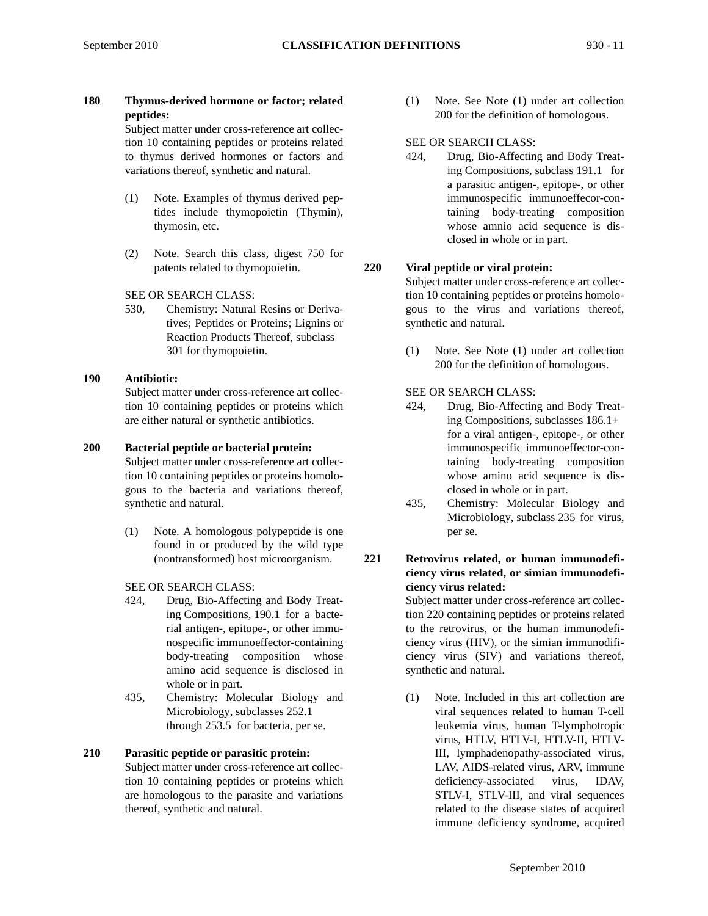**180 Thymus-derived hormone or factor; related peptides:**

Subject matter under cross-reference art collection 10 containing peptides or proteins related to thymus derived hormones or factors and variations thereof, synthetic and natural.

(1) Note. Examples of thymus derived peptides include thymopoietin (Thymin), thymosin, etc.

(2) Note. Search this class, digest 750 for patents related to thymopoietin.

SEE OR SEARCH CLASS:

530, Chemistry: Natural Resins or Derivatives; Peptides or Proteins; Lignins or Reaction Products Thereof, subclass 301 for thymopoietin.

**190 Antibiotic:**

Subject matter under cross-reference art collection 10 containing peptides or proteins which are either natural or synthetic antibiotics.

**200 Bacterial peptide or bacterial protein:**

Subject matter under cross-reference art collection 10 containing peptides or proteins homologous to the bacteria and variations thereof, synthetic and natural.

(1) Note. A homologous polypeptide is one found in or produced by the wild type (nontransformed) host microorganism.

SEE OR SEARCH CLASS:

424, Drug, Bio-Affecting and Body Treating Compositions, 190.1 for a bacterial antigen-, epitope-, or other immunospecific immunoeffector-containing body-treating composition whose amino acid sequence is disclosed in whole or in part.

435, Chemistry: Molecular Biology and Microbiology, subclasses 252.1 through 253.5 for bacteria, per se.

**210 Parasitic peptide or parasitic protein:**

Subject matter under cross-reference art collection 10 containing peptides or proteins which are homologous to the parasite and variations thereof, synthetic and natural.

(1) Note. See Note (1) under art collection 200 for the definition of homologous.

SEE OR SEARCH CLASS:

424, Drug, Bio-Affecting and Body Treating Compositions, subclass 191.1 for a parasitic antigen-, epitope-, or other immunospecific immunoeffecor-containing body-treating composition whose amnio acid sequence is disclosed in whole or in part.

**220 Viral peptide or viral protein:**

Subject matter under cross-reference art collection 10 containing peptides or proteins homologous to the virus and variations thereof, synthetic and natural.

(1) Note. See Note (1) under art collection 200 for the definition of homologous.

SEE OR SEARCH CLASS:

424, Drug, Bio-Affecting and Body Treating Compositions, subclasses 186.1+ for a viral antigen-, epitope-, or other immunospecific immunoeffector-containing body-treating composition whose amino acid sequence is disclosed in whole or in part.

435, Chemistry: Molecular Biology and Microbiology, subclass 235 for virus, per se.

**221 Retrovirus related, or human immunodeficiency virus related, or simian immunodeficiency virus related:**

Subject matter under cross-reference art collection 220 containing peptides or proteins related to the retrovirus, or the human immunodeficiency virus (HIV), or the simian immunodificiency virus (SIV) and variations thereof, synthetic and natural.

(1) Note. Included in this art collection are viral sequences related to human T-cell leukemia virus, human T-lymphotropic virus, HTLV, HTLV-I, HTLV-II, HTLV-III, lymphadenopathy-associated virus, LAV, AIDS-related virus, ARV, immune deficiency-associated virus, IDAV, STLV-I, STLV-III, and viral sequences related to the disease states of acquired immune deficiency syndrome, acquired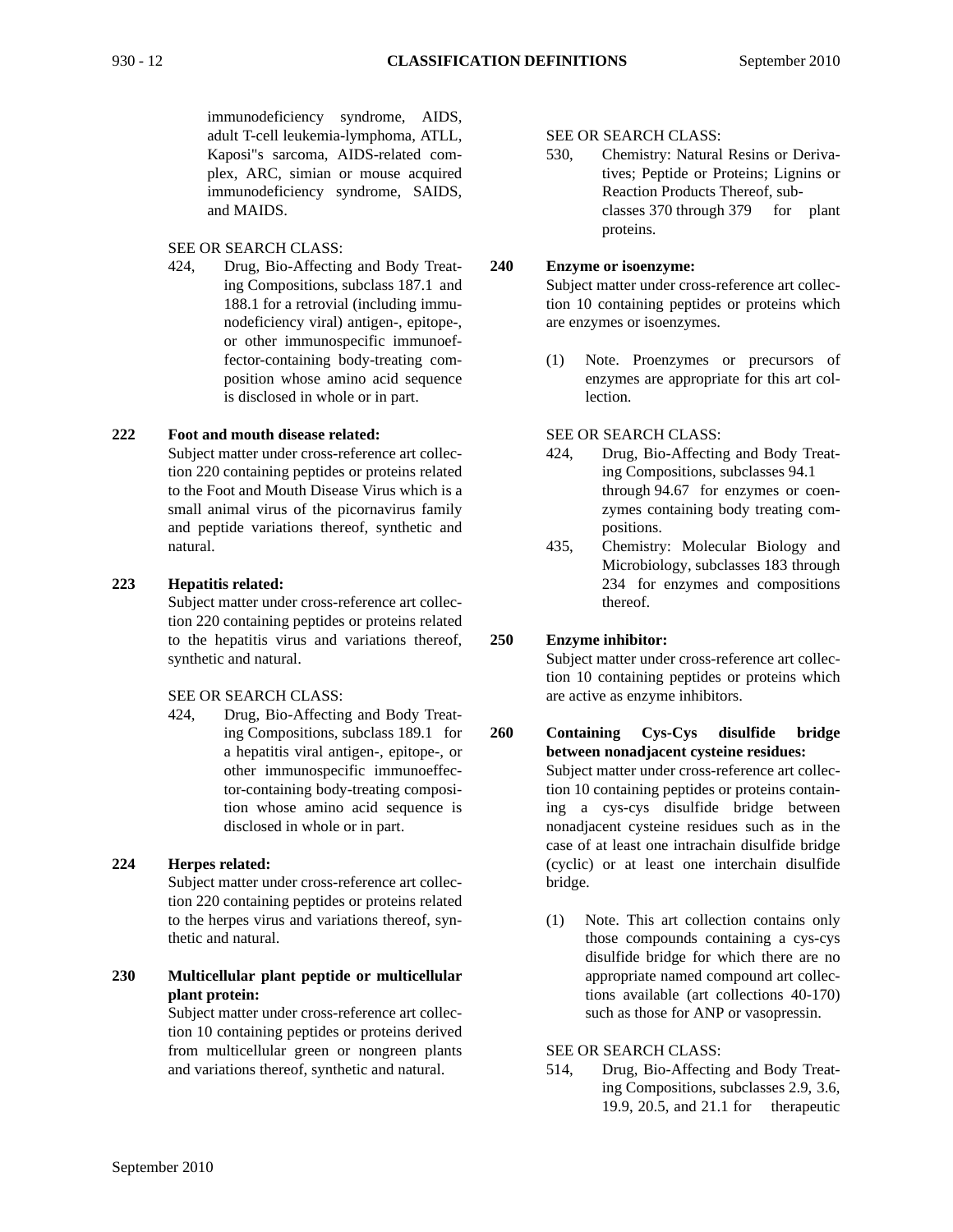immunodeficiency syndrome, AIDS, adult T-cell leukemia-lymphoma, ATLL, Kaposi"s sarcoma, AIDS-related complex, ARC, simian or mouse acquired immunodeficiency syndrome, SAIDS, and MAIDS.

SEE OR SEARCH CLASS:

424, Drug, Bio-Affecting and Body Treating Compositions, subclass 187.1 and 188.1 for a retrovial (including immunodeficiency viral) antigen-, epitope-, or other immunospecific immunoeffector-containing body-treating composition whose amino acid sequence is disclosed in whole or in part.

**222 Foot and mouth disease related:**

Subject matter under cross-reference art collection 220 containing peptides or proteins related to the Foot and Mouth Disease Virus which is a small animal virus of the picornavirus family and peptide variations thereof, synthetic and natural.

**223 Hepatitis related:**

Subject matter under cross-reference art collection 220 containing peptides or proteins related to the hepatitis virus and variations thereof, synthetic and natural.

SEE OR SEARCH CLASS:

424, Drug, Bio-Affecting and Body Treating Compositions, subclass 189.1 for a hepatitis viral antigen-, epitope-, or other immunospecific immunoeffector-containing body-treating composition whose amino acid sequence is disclosed in whole or in part.

**224 Herpes related:**

Subject matter under cross-reference art collection 220 containing peptides or proteins related to the herpes virus and variations thereof, synthetic and natural.

**230 Multicellular plant peptide or multicellular plant protein:**

Subject matter under cross-reference art collection 10 containing peptides or proteins derived from multicellular green or nongreen plants and variations thereof, synthetic and natural.

SEE OR SEARCH CLASS:

530, Chemistry: Natural Resins or Derivatives; Peptide or Proteins; Lignins or Reaction Products Thereof, subclasses 370 through 379 for plant proteins.

**240 Enzyme or isoenzyme:**

Subject matter under cross-reference art collection 10 containing peptides or proteins which are enzymes or isoenzymes.

(1) Note. Proenzymes or precursors of enzymes are appropriate for this art collection.

SEE OR SEARCH CLASS:

424, Drug, Bio-Affecting and Body Treating Compositions, subclasses 94.1 through 94.67 for enzymes or coenzymes containing body treating compositions.

435, Chemistry: Molecular Biology and Microbiology, subclasses 183 through 234 for enzymes and compositions thereof.

**250 Enzyme inhibitor:**

Subject matter under cross-reference art collection 10 containing peptides or proteins which are active as enzyme inhibitors.

**260 Containing Cys-Cys disulfide bridge between nonadjacent cysteine residues:**

Subject matter under cross-reference art collection 10 containing peptides or proteins containing a cys-cys disulfide bridge between nonadjacent cysteine residues such as in the case of at least one intrachain disulfide bridge (cyclic) or at least one interchain disulfide bridge.

(1) Note. This art collection contains only those compounds containing a cys-cys disulfide bridge for which there are no appropriate named compound art collections available (art collections 40-170) such as those for ANP or vasopressin.

SEE OR SEARCH CLASS:

514, Drug, Bio-Affecting and Body Treating Compositions, subclasses 2.9, 3.6, 19.9, 20.5, and 21.1 for therapeutic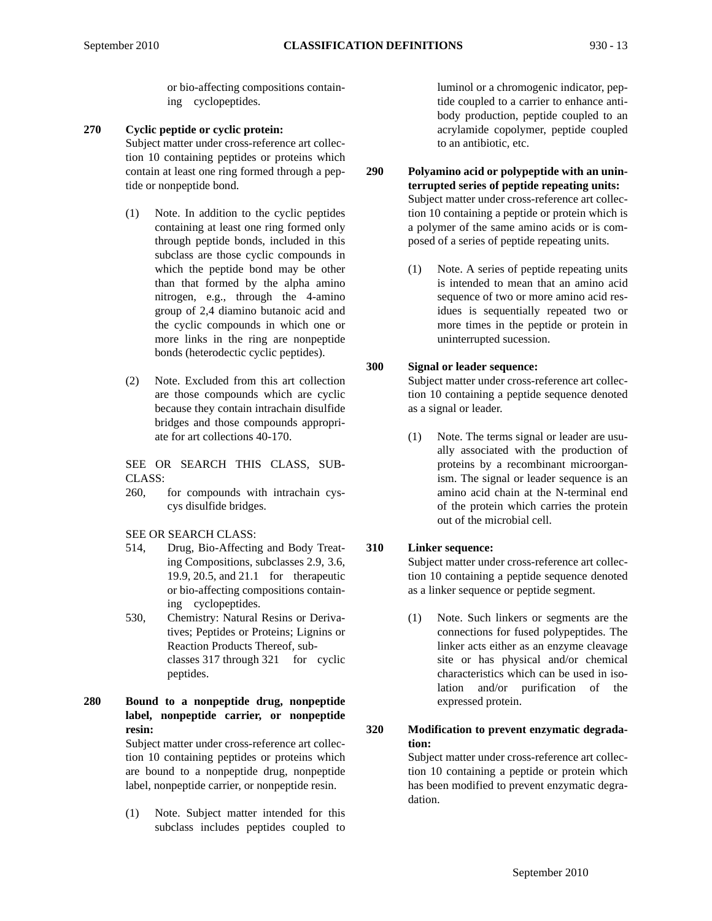or bio-affecting compositions containing cyclopeptides.

**270 Cyclic peptide or cyclic protein:**

Subject matter under cross-reference art collection 10 containing peptides or proteins which contain at least one ring formed through a peptide or nonpeptide bond.

(1) Note. In addition to the cyclic peptides containing at least one ring formed only through peptide bonds, included in this subclass are those cyclic compounds in which the peptide bond may be other than that formed by the alpha amino nitrogen, e.g., through the 4-amino group of 2,4 diamino butanoic acid and the cyclic compounds in which one or more links in the ring are nonpeptide bonds (heterodectic cyclic peptides).

(2) Note. Excluded from this art collection are those compounds which are cyclic because they contain intrachain disulfide bridges and those compounds appropriate for art collections 40-170.

SEE OR SEARCH THIS CLASS, SUBCLASS:

260, for compounds with intrachain cys-cys disulfide bridges.

SEE OR SEARCH CLASS:

514, Drug, Bio-Affecting and Body Treating Compositions, subclasses 2.9, 3.6, 19.9, 20.5, and 21.1 for therapeutic or bio-affecting compositions containing cyclopeptides.

530, Chemistry: Natural Resins or Derivatives; Peptides or Proteins; Lignins or Reaction Products Thereof, subclasses 317 through 321 for cyclic peptides.

**280 Bound to a nonpeptide drug, nonpeptide label, nonpeptide carrier, or nonpeptide resin:**

Subject matter under cross-reference art collection 10 containing peptides or proteins which are bound to a nonpeptide drug, nonpeptide label, nonpeptide carrier, or nonpeptide resin.

(1) Note. Subject matter intended for this subclass includes peptides coupled to luminol or a chromogenic indicator, peptide coupled to a carrier to enhance antibody production, peptide coupled to an acrylamide copolymer, peptide coupled to an antibiotic, etc.

**290 Polyamino acid or polypeptide with an uninterrupted series of peptide repeating units:**

Subject matter under cross-reference art collection 10 containing a peptide or protein which is a polymer of the same amino acids or is composed of a series of peptide repeating units.

(1) Note. A series of peptide repeating units is intended to mean that an amino acid sequence of two or more amino acid residues is sequentially repeated two or more times in the peptide or protein in uninterrupted sucession.

**300 Signal or leader sequence:**

Subject matter under cross-reference art collection 10 containing a peptide sequence denoted as a signal or leader.

(1) Note. The terms signal or leader are usually associated with the production of proteins by a recombinant microorganism. The signal or leader sequence is an amino acid chain at the N-terminal end of the protein which carries the protein out of the microbial cell.

**310 Linker sequence:**

Subject matter under cross-reference art collection 10 containing a peptide sequence denoted as a linker sequence or peptide segment.

(1) Note. Such linkers or segments are the connections for fused polypeptides. The linker acts either as an enzyme cleavage site or has physical and/or chemical characteristics which can be used in isolation and/or purification of the expressed protein.

**320 Modification to prevent enzymatic degradation:**

Subject matter under cross-reference art collection 10 containing a peptide or protein which has been modified to prevent enzymatic degradation.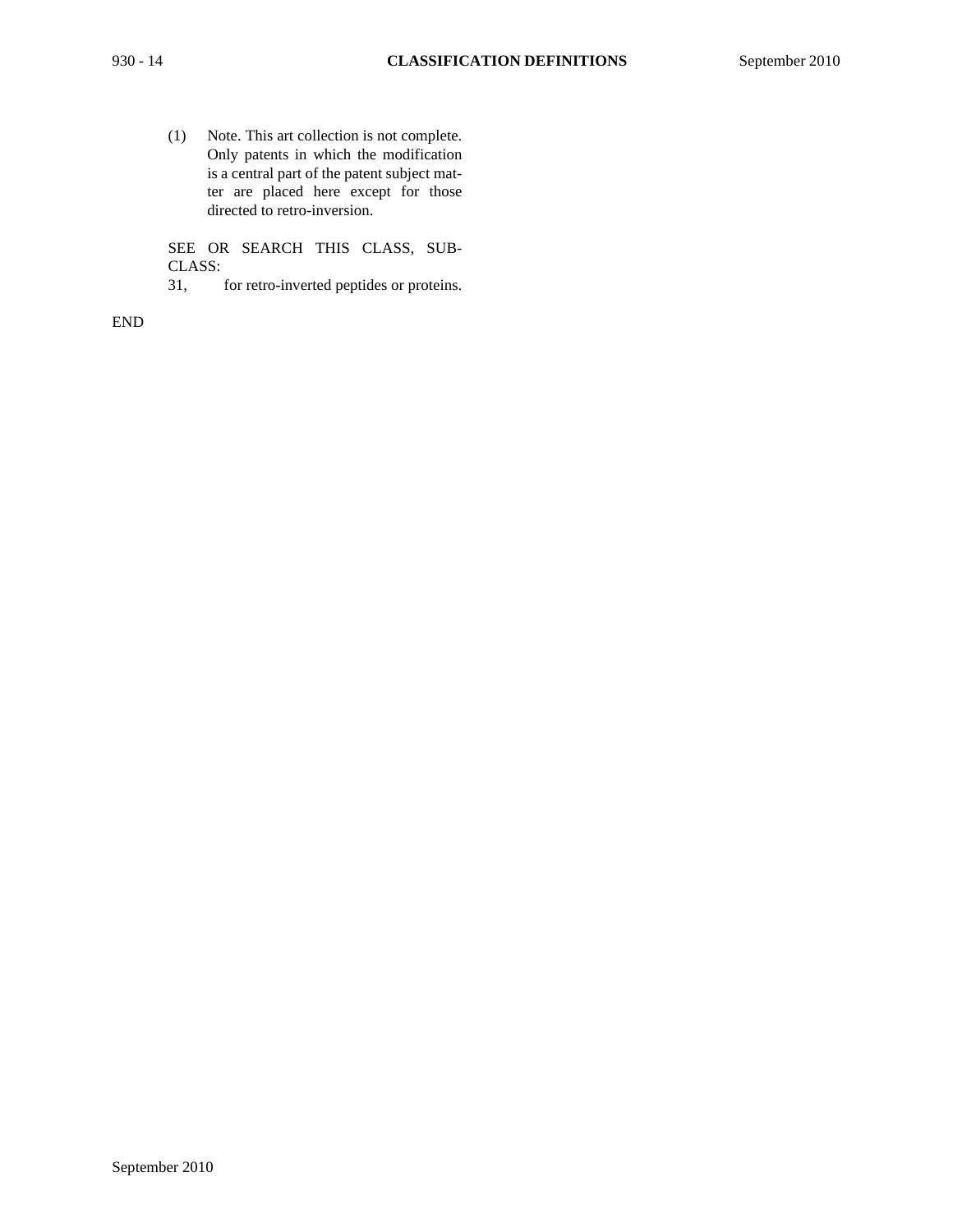(1) Note. This art collection is not complete. Only patents in which the modification is a central part of the patent subject matter are placed here except for those directed to retro-inversion.

SEE OR SEARCH THIS CLASS, SUBCLASS:

31, for retro-inverted peptides or proteins.

END